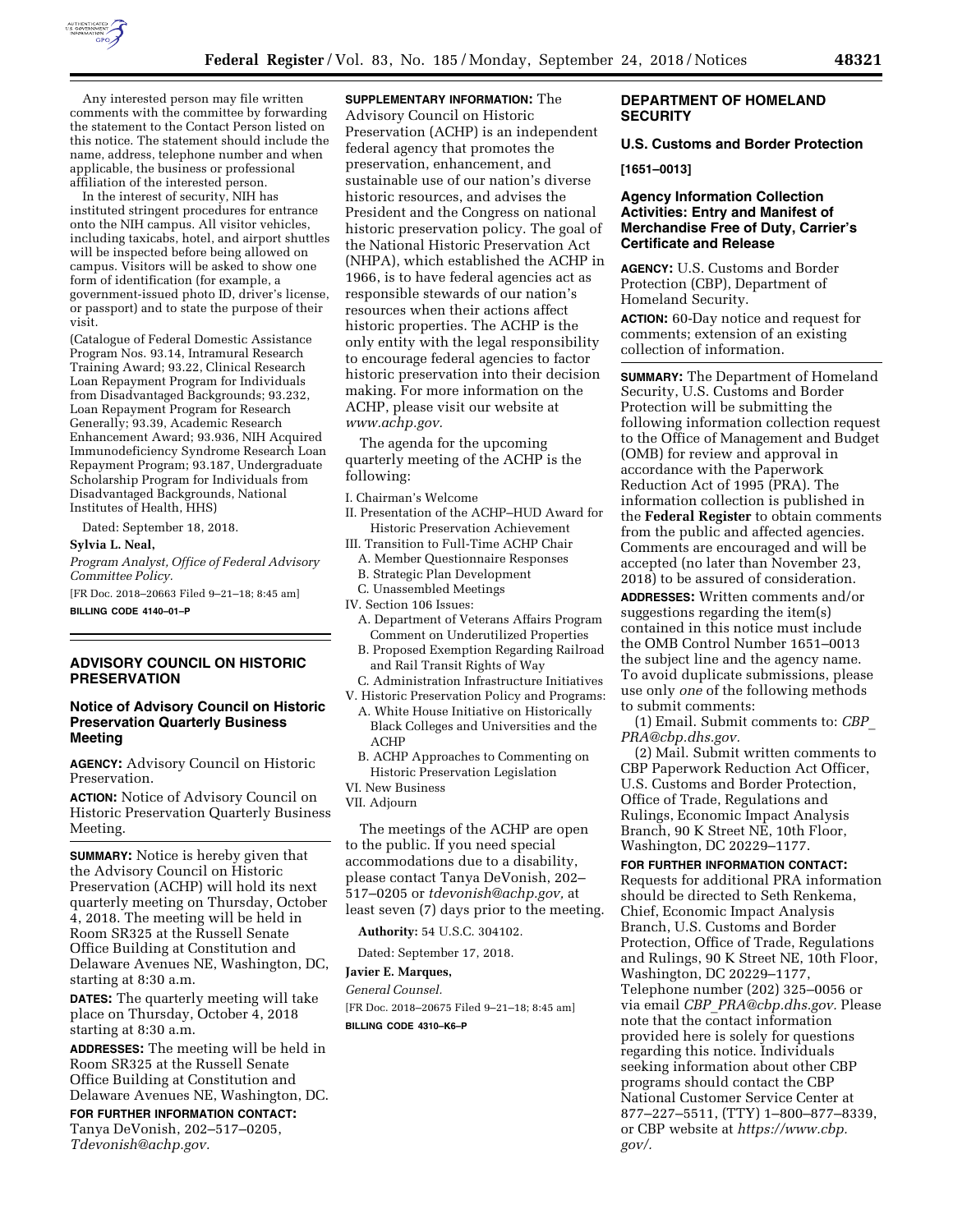Any interested person may file written comments with the committee by forwarding the statement to the Contact Person listed on this notice. The statement should include the name, address, telephone number and when applicable, the business or professional affiliation of the interested person.

In the interest of security, NIH has instituted stringent procedures for entrance onto the NIH campus. All visitor vehicles, including taxicabs, hotel, and airport shuttles will be inspected before being allowed on campus. Visitors will be asked to show one form of identification (for example, a government-issued photo ID, driver's license, or passport) and to state the purpose of their visit.

(Catalogue of Federal Domestic Assistance Program Nos. 93.14, Intramural Research Training Award; 93.22, Clinical Research Loan Repayment Program for Individuals from Disadvantaged Backgrounds; 93.232, Loan Repayment Program for Research Generally; 93.39, Academic Research Enhancement Award; 93.936, NIH Acquired Immunodeficiency Syndrome Research Loan Repayment Program; 93.187, Undergraduate Scholarship Program for Individuals from Disadvantaged Backgrounds, National Institutes of Health, HHS)

Dated: September 18, 2018.

**Sylvia L. Neal,**

*Program Analyst, Office of Federal Advisory Committee Policy.*

[FR Doc. 2018–20663 Filed 9–21–18; 8:45 am]

**BILLING CODE 4140–01–P**

## ADVISORY COUNCIL ON HISTORIC PRESERVATION

### Notice of Advisory Council on Historic Preservation Quarterly Business Meeting

**AGENCY:** Advisory Council on Historic Preservation.

**ACTION:** Notice of Advisory Council on Historic Preservation Quarterly Business Meeting.

**SUMMARY:** Notice is hereby given that the Advisory Council on Historic Preservation (ACHP) will hold its next quarterly meeting on Thursday, October 4, 2018. The meeting will be held in Room SR325 at the Russell Senate Office Building at Constitution and Delaware Avenues NE, Washington, DC, starting at 8:30 a.m.

**DATES:** The quarterly meeting will take place on Thursday, October 4, 2018 starting at 8:30 a.m.

**ADDRESSES:** The meeting will be held in Room SR325 at the Russell Senate Office Building at Constitution and Delaware Avenues NE, Washington, DC.

**FOR FURTHER INFORMATION CONTACT:** Tanya DeVonish, 202–517–0205, *Tdevonish@achp.gov.*

**SUPPLEMENTARY INFORMATION:** The Advisory Council on Historic Preservation (ACHP) is an independent federal agency that promotes the preservation, enhancement, and sustainable use of our nation's diverse historic resources, and advises the President and the Congress on national historic preservation policy. The goal of the National Historic Preservation Act (NHPA), which established the ACHP in 1966, is to have federal agencies act as responsible stewards of our nation's resources when their actions affect historic properties. The ACHP is the only entity with the legal responsibility to encourage federal agencies to factor historic preservation into their decision making. For more information on the ACHP, please visit our website at *www.achp.gov.*

The agenda for the upcoming quarterly meeting of the ACHP is the following:

I. Chairman's Welcome
II. Presentation of the ACHP–HUD Award for Historic Preservation Achievement
III. Transition to Full-Time ACHP Chair
  A. Member Questionnaire Responses
  B. Strategic Plan Development
  C. Unassembled Meetings
IV. Section 106 Issues:
  A. Department of Veterans Affairs Program Comment on Underutilized Properties
  B. Proposed Exemption Regarding Railroad and Rail Transit Rights of Way
  C. Administration Infrastructure Initiatives
V. Historic Preservation Policy and Programs:
  A. White House Initiative on Historically Black Colleges and Universities and the ACHP
  B. ACHP Approaches to Commenting on Historic Preservation Legislation
VI. New Business
VII. Adjourn

The meetings of the ACHP are open to the public. If you need special accommodations due to a disability, please contact Tanya DeVonish, 202–517–0205 or *tdevonish@achp.gov,* at least seven (7) days prior to the meeting.

**Authority:** 54 U.S.C. 304102.

Dated: September 17, 2018.

**Javier E. Marques,**

*General Counsel.*

[FR Doc. 2018–20675 Filed 9–21–18; 8:45 am]

**BILLING CODE 4310–K6–P**

## DEPARTMENT OF HOMELAND SECURITY

### U.S. Customs and Border Protection

**[1651–0013]**

### Agency Information Collection Activities: Entry and Manifest of Merchandise Free of Duty, Carrier's Certificate and Release

**AGENCY:** U.S. Customs and Border Protection (CBP), Department of Homeland Security.

**ACTION:** 60-Day notice and request for comments; extension of an existing collection of information.

**SUMMARY:** The Department of Homeland Security, U.S. Customs and Border Protection will be submitting the following information collection request to the Office of Management and Budget (OMB) for review and approval in accordance with the Paperwork Reduction Act of 1995 (PRA). The information collection is published in the **Federal Register** to obtain comments from the public and affected agencies. Comments are encouraged and will be accepted (no later than November 23, 2018) to be assured of consideration.

**ADDRESSES:** Written comments and/or suggestions regarding the item(s) contained in this notice must include the OMB Control Number 1651–0013 the subject line and the agency name. To avoid duplicate submissions, please use only *one* of the following methods to submit comments:

(1) Email. Submit comments to: *CBP_PRA@cbp.dhs.gov.*

(2) Mail. Submit written comments to CBP Paperwork Reduction Act Officer, U.S. Customs and Border Protection, Office of Trade, Regulations and Rulings, Economic Impact Analysis Branch, 90 K Street NE, 10th Floor, Washington, DC 20229–1177.

**FOR FURTHER INFORMATION CONTACT:** Requests for additional PRA information should be directed to Seth Renkema, Chief, Economic Impact Analysis Branch, U.S. Customs and Border Protection, Office of Trade, Regulations and Rulings, 90 K Street NE, 10th Floor, Washington, DC 20229–1177, Telephone number (202) 325–0056 or via email *CBP_PRA@cbp.dhs.gov.* Please note that the contact information provided here is solely for questions regarding this notice. Individuals seeking information about other CBP programs should contact the CBP National Customer Service Center at 877–227–5511, (TTY) 1–800–877–8339, or CBP website at *https://www.cbp.gov/.*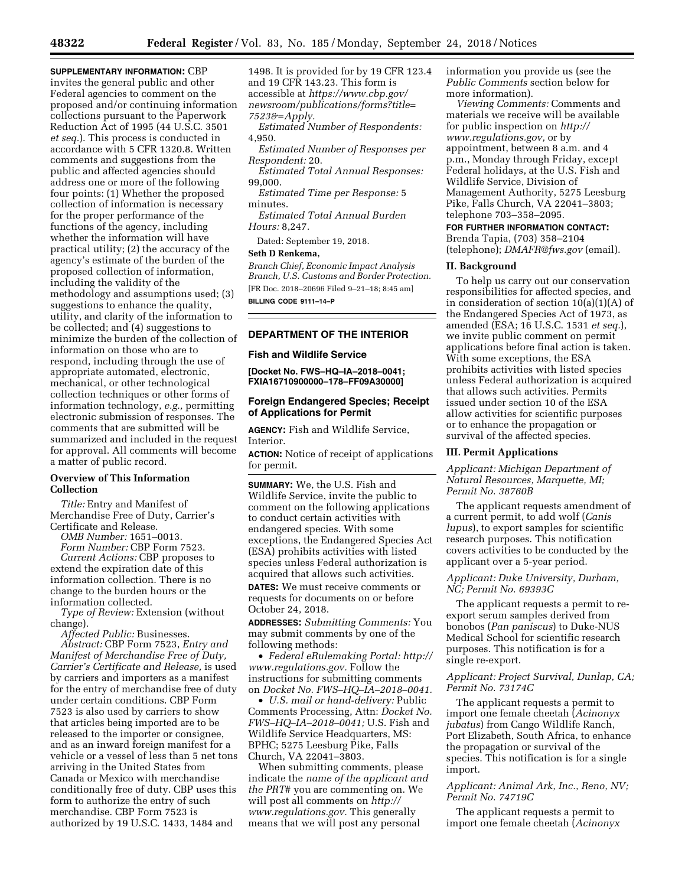**SUPPLEMENTARY INFORMATION:** CBP invites the general public and other Federal agencies to comment on the proposed and/or continuing information collections pursuant to the Paperwork Reduction Act of 1995 (44 U.S.C. 3501 *et seq.*). This process is conducted in accordance with 5 CFR 1320.8. Written comments and suggestions from the public and affected agencies should address one or more of the following four points: (1) Whether the proposed collection of information is necessary for the proper performance of the functions of the agency, including whether the information will have practical utility; (2) the accuracy of the agency's estimate of the burden of the proposed collection of information, including the validity of the methodology and assumptions used; (3) suggestions to enhance the quality, utility, and clarity of the information to be collected; and (4) suggestions to minimize the burden of the collection of information on those who are to respond, including through the use of appropriate automated, electronic, mechanical, or other technological collection techniques or other forms of information technology, *e.g.,* permitting electronic submission of responses. The comments that are submitted will be summarized and included in the request for approval. All comments will become a matter of public record.

**Overview of This Information Collection**

*Title:* Entry and Manifest of Merchandise Free of Duty, Carrier's Certificate and Release.

*OMB Number:* 1651–0013.

*Form Number:* CBP Form 7523.

*Current Actions:* CBP proposes to extend the expiration date of this information collection. There is no change to the burden hours or the information collected.

*Type of Review:* Extension (without change).

*Affected Public:* Businesses.

*Abstract:* CBP Form 7523, *Entry and Manifest of Merchandise Free of Duty, Carrier's Certificate and Release,* is used by carriers and importers as a manifest for the entry of merchandise free of duty under certain conditions. CBP Form 7523 is also used by carriers to show that articles being imported are to be released to the importer or consignee, and as an inward foreign manifest for a vehicle or a vessel of less than 5 net tons arriving in the United States from Canada or Mexico with merchandise conditionally free of duty. CBP uses this form to authorize the entry of such merchandise. CBP Form 7523 is authorized by 19 U.S.C. 1433, 1484 and 1498. It is provided for by 19 CFR 123.4 and 19 CFR 143.23. This form is accessible at *https://www.cbp.gov/newsroom/publications/forms?title=7523&=Apply.*

*Estimated Number of Respondents:* 4,950.

*Estimated Number of Responses per Respondent:* 20.

*Estimated Total Annual Responses:* 99,000.

*Estimated Time per Response:* 5 minutes.

*Estimated Total Annual Burden Hours:* 8,247.

Dated: September 19, 2018.

**Seth D Renkema,**

*Branch Chief, Economic Impact Analysis Branch, U.S. Customs and Border Protection.*

[FR Doc. 2018–20696 Filed 9–21–18; 8:45 am]

**BILLING CODE 9111–14–P**

## DEPARTMENT OF THE INTERIOR

### Fish and Wildlife Service

**[Docket No. FWS–HQ–IA–2018–0041; FXIA16710900000–178–FF09A30000]**

### Foreign Endangered Species; Receipt of Applications for Permit

**AGENCY:** Fish and Wildlife Service, Interior.

**ACTION:** Notice of receipt of applications for permit.

**SUMMARY:** We, the U.S. Fish and Wildlife Service, invite the public to comment on the following applications to conduct certain activities with endangered species. With some exceptions, the Endangered Species Act (ESA) prohibits activities with listed species unless Federal authorization is acquired that allows such activities.

**DATES:** We must receive comments or requests for documents on or before October 24, 2018.

**ADDRESSES:** *Submitting Comments:* You may submit comments by one of the following methods:

- *Federal eRulemaking Portal: http://www.regulations.gov.* Follow the instructions for submitting comments on *Docket No. FWS–HQ–IA–2018–0041.*
- *U.S. mail or hand-delivery:* Public Comments Processing, Attn: *Docket No. FWS–HQ–IA–2018–0041;* U.S. Fish and Wildlife Service Headquarters, MS: BPHC; 5275 Leesburg Pike, Falls Church, VA 22041–3803.

When submitting comments, please indicate the *name of the applicant and the PRT#* you are commenting on. We will post all comments on *http://www.regulations.gov.* This generally means that we will post any personal information you provide us (see the *Public Comments* section below for more information).

*Viewing Comments:* Comments and materials we receive will be available for public inspection on *http://www.regulations.gov,* or by appointment, between 8 a.m. and 4 p.m., Monday through Friday, except Federal holidays, at the U.S. Fish and Wildlife Service, Division of Management Authority, 5275 Leesburg Pike, Falls Church, VA 22041–3803; telephone 703–358–2095.

**FOR FURTHER INFORMATION CONTACT:** Brenda Tapia, (703) 358–2104 (telephone); *DMAFR@fws.gov* (email).

**II. Background**

To help us carry out our conservation responsibilities for affected species, and in consideration of section 10(a)(1)(A) of the Endangered Species Act of 1973, as amended (ESA; 16 U.S.C. 1531 *et seq.*), we invite public comment on permit applications before final action is taken. With some exceptions, the ESA prohibits activities with listed species unless Federal authorization is acquired that allows such activities. Permits issued under section 10 of the ESA allow activities for scientific purposes or to enhance the propagation or survival of the affected species.

**III. Permit Applications**

*Applicant: Michigan Department of Natural Resources, Marquette, MI; Permit No. 38760B*

The applicant requests amendment of a current permit, to add wolf (*Canis lupus*), to export samples for scientific research purposes. This notification covers activities to be conducted by the applicant over a 5-year period.

*Applicant: Duke University, Durham, NC; Permit No. 69393C*

The applicant requests a permit to re-export serum samples derived from bonobos (*Pan paniscus*) to Duke-NUS Medical School for scientific research purposes. This notification is for a single re-export.

*Applicant: Project Survival, Dunlap, CA; Permit No. 73174C*

The applicant requests a permit to import one female cheetah (*Acinonyx jubatus*) from Cango Wildlife Ranch, Port Elizabeth, South Africa, to enhance the propagation or survival of the species. This notification is for a single import.

*Applicant: Animal Ark, Inc., Reno, NV; Permit No. 74719C*

The applicant requests a permit to import one female cheetah (*Acinonyx